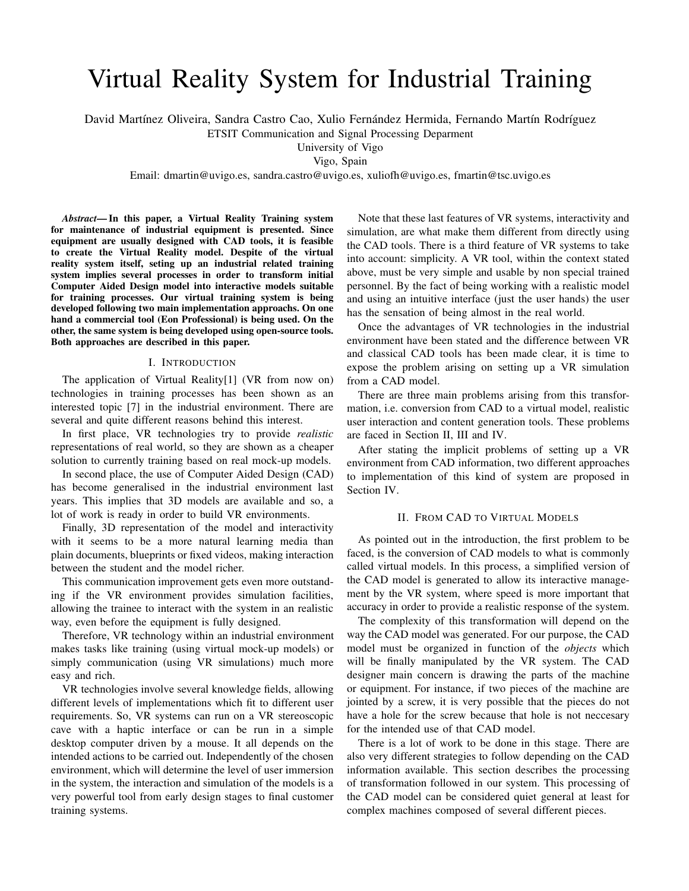# Virtual Reality System for Industrial Training

David Martínez Oliveira, Sandra Castro Cao, Xulio Fernández Hermida, Fernando Martín Rodríguez

ETSIT Communication and Signal Processing Deparment

University of Vigo

Vigo, Spain

Email: dmartin@uvigo.es, sandra.castro@uvigo.es, xuliofh@uvigo.es, fmartin@tsc.uvigo.es

***Abstract*— In this paper, a Virtual Reality Training system for maintenance of industrial equipment is presented. Since equipment are usually designed with CAD tools, it is feasible to create the Virtual Reality model. Despite of the virtual reality system itself, seting up an industrial related training system implies several processes in order to transform initial Computer Aided Design model into interactive models suitable for training processes. Our virtual training system is being developed following two main implementation approachs. On one hand a commercial tool (Eon Professional) is being used. On the other, the same system is being developed using open-source tools. Both approaches are described in this paper.**

## I. Introduction

The application of Virtual Reality[1] (VR from now on) technologies in training processes has been shown as an interested topic [7] in the industrial environment. There are several and quite different reasons behind this interest.

In first place, VR technologies try to provide *realistic* representations of real world, so they are shown as a cheaper solution to currently training based on real mock-up models.

In second place, the use of Computer Aided Design (CAD) has become generalised in the industrial environment last years. This implies that 3D models are available and so, a lot of work is ready in order to build VR environments.

Finally, 3D representation of the model and interactivity with it seems to be a more natural learning media than plain documents, blueprints or fixed videos, making interaction between the student and the model richer.

This communication improvement gets even more outstanding if the VR environment provides simulation facilities, allowing the trainee to interact with the system in an realistic way, even before the equipment is fully designed.

Therefore, VR technology within an industrial environment makes tasks like training (using virtual mock-up models) or simply communication (using VR simulations) much more easy and rich.

VR technologies involve several knowledge fields, allowing different levels of implementations which fit to different user requirements. So, VR systems can run on a VR stereoscopic cave with a haptic interface or can be run in a simple desktop computer driven by a mouse. It all depends on the intended actions to be carried out. Independently of the chosen environment, which will determine the level of user immersion in the system, the interaction and simulation of the models is a very powerful tool from early design stages to final customer training systems.

Note that these last features of VR systems, interactivity and simulation, are what make them different from directly using the CAD tools. There is a third feature of VR systems to take into account: simplicity. A VR tool, within the context stated above, must be very simple and usable by non special trained personnel. By the fact of being working with a realistic model and using an intuitive interface (just the user hands) the user has the sensation of being almost in the real world.

Once the advantages of VR technologies in the industrial environment have been stated and the difference between VR and classical CAD tools has been made clear, it is time to expose the problem arising on setting up a VR simulation from a CAD model.

There are three main problems arising from this transformation, i.e. conversion from CAD to a virtual model, realistic user interaction and content generation tools. These problems are faced in Section II, III and IV.

After stating the implicit problems of setting up a VR environment from CAD information, two different approaches to implementation of this kind of system are proposed in Section IV.

## II. From CAD to Virtual Models

As pointed out in the introduction, the first problem to be faced, is the conversion of CAD models to what is commonly called virtual models. In this process, a simplified version of the CAD model is generated to allow its interactive management by the VR system, where speed is more important that accuracy in order to provide a realistic response of the system.

The complexity of this transformation will depend on the way the CAD model was generated. For our purpose, the CAD model must be organized in function of the *objects* which will be finally manipulated by the VR system. The CAD designer main concern is drawing the parts of the machine or equipment. For instance, if two pieces of the machine are jointed by a screw, it is very possible that the pieces do not have a hole for the screw because that hole is not neccesary for the intended use of that CAD model.

There is a lot of work to be done in this stage. There are also very different strategies to follow depending on the CAD information available. This section describes the processing of transformation followed in our system. This processing of the CAD model can be considered quiet general at least for complex machines composed of several different pieces.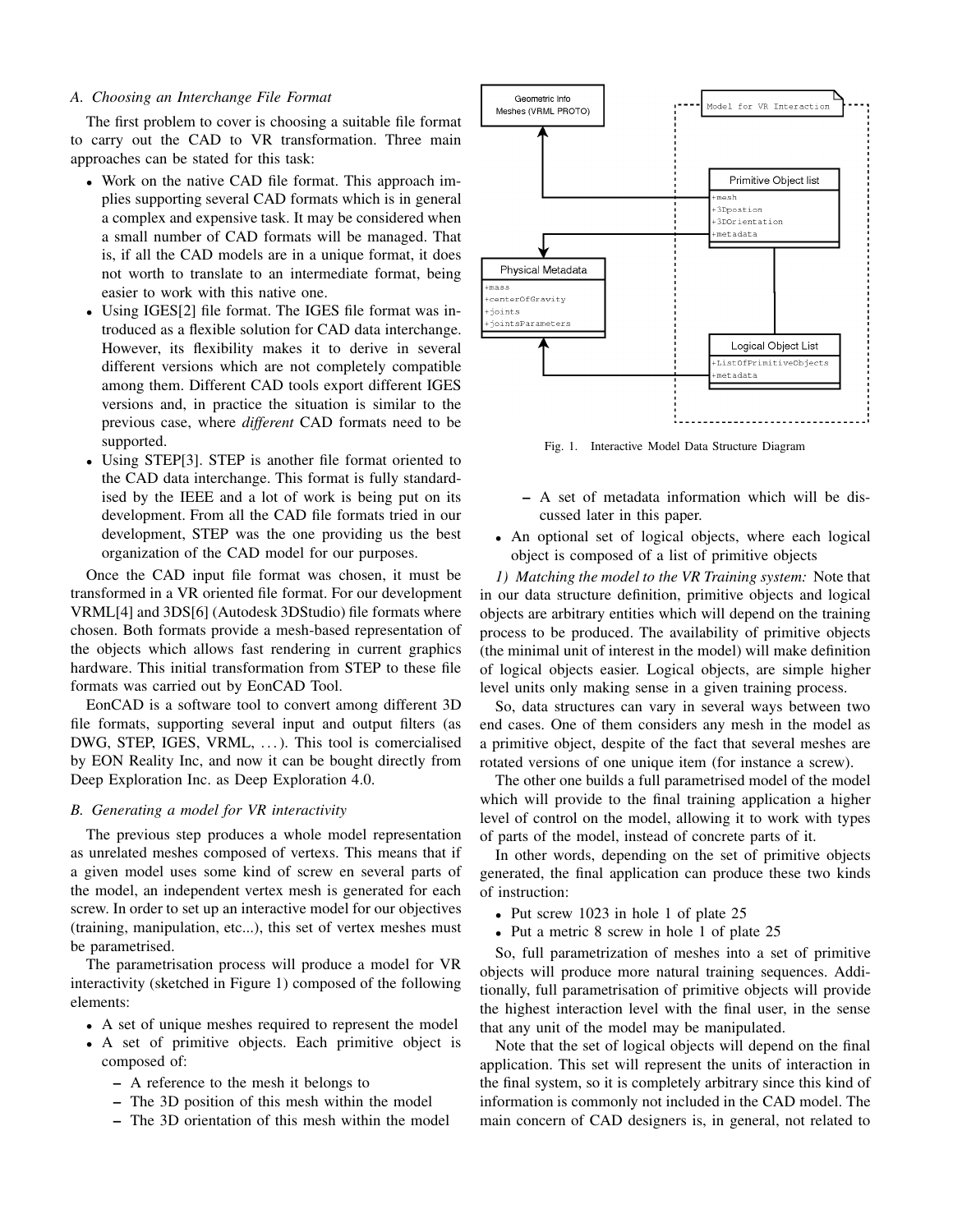### A. Choosing an Interchange File Format

The first problem to cover is choosing a suitable file format to carry out the CAD to VR transformation. Three main approaches can be stated for this task:

- Work on the native CAD file format. This approach implies supporting several CAD formats which is in general a complex and expensive task. It may be considered when a small number of CAD formats will be managed. That is, if all the CAD models are in a unique format, it does not worth to translate to an intermediate format, being easier to work with this native one.
- Using IGES[2] file format. The IGES file format was introduced as a flexible solution for CAD data interchange. However, its flexibility makes it to derive in several different versions which are not completely compatible among them. Different CAD tools export different IGES versions and, in practice the situation is similar to the previous case, where *different* CAD formats need to be supported.
- Using STEP[3]. STEP is another file format oriented to the CAD data interchange. This format is fully standardised by the IEEE and a lot of work is being put on its development. From all the CAD file formats tried in our development, STEP was the one providing us the best organization of the CAD model for our purposes.

Once the CAD input file format was chosen, it must be transformed in a VR oriented file format. For our development VRML[4] and 3DS[6] (Autodesk 3DStudio) file formats where chosen. Both formats provide a mesh-based representation of the objects which allows fast rendering in current graphics hardware. This initial transformation from STEP to these file formats was carried out by EonCAD Tool.

EonCAD is a software tool to convert among different 3D file formats, supporting several input and output filters (as DWG, STEP, IGES, VRML, ...). This tool is comercialised by EON Reality Inc, and now it can be bought directly from Deep Exploration Inc. as Deep Exploration 4.0.

### B. Generating a model for VR interactivity

The previous step produces a whole model representation as unrelated meshes composed of vertexs. This means that if a given model uses some kind of screw en several parts of the model, an independent vertex mesh is generated for each screw. In order to set up an interactive model for our objectives (training, manipulation, etc...), this set of vertex meshes must be parametrised.

The parametrisation process will produce a model for VR interactivity (sketched in Figure 1) composed of the following elements:

- A set of unique meshes required to represent the model
- A set of primitive objects. Each primitive object is composed of:
  - A reference to the mesh it belongs to
  - The 3D position of this mesh within the model
  - The 3D orientation of this mesh within the model
  - A set of metadata information which will be discussed later in this paper.
- An optional set of logical objects, where each logical object is composed of a list of primitive objects

Fig. 1. Interactive Model Data Structure Diagram

*1) Matching the model to the VR Training system:* Note that in our data structure definition, primitive objects and logical objects are arbitrary entities which will depend on the training process to be produced. The availability of primitive objects (the minimal unit of interest in the model) will make definition of logical objects easier. Logical objects, are simple higher level units only making sense in a given training process.

So, data structures can vary in several ways between two end cases. One of them considers any mesh in the model as a primitive object, despite of the fact that several meshes are rotated versions of one unique item (for instance a screw).

The other one builds a full parametrised model of the model which will provide to the final training application a higher level of control on the model, allowing it to work with types of parts of the model, instead of concrete parts of it.

In other words, depending on the set of primitive objects generated, the final application can produce these two kinds of instruction:

- Put screw 1023 in hole 1 of plate 25
- Put a metric 8 screw in hole 1 of plate 25

So, full parametrization of meshes into a set of primitive objects will produce more natural training sequences. Additionally, full parametrisation of primitive objects will provide the highest interaction level with the final user, in the sense that any unit of the model may be manipulated.

Note that the set of logical objects will depend on the final application. This set will represent the units of interaction in the final system, so it is completely arbitrary since this kind of information is commonly not included in the CAD model. The main concern of CAD designers is, in general, not related to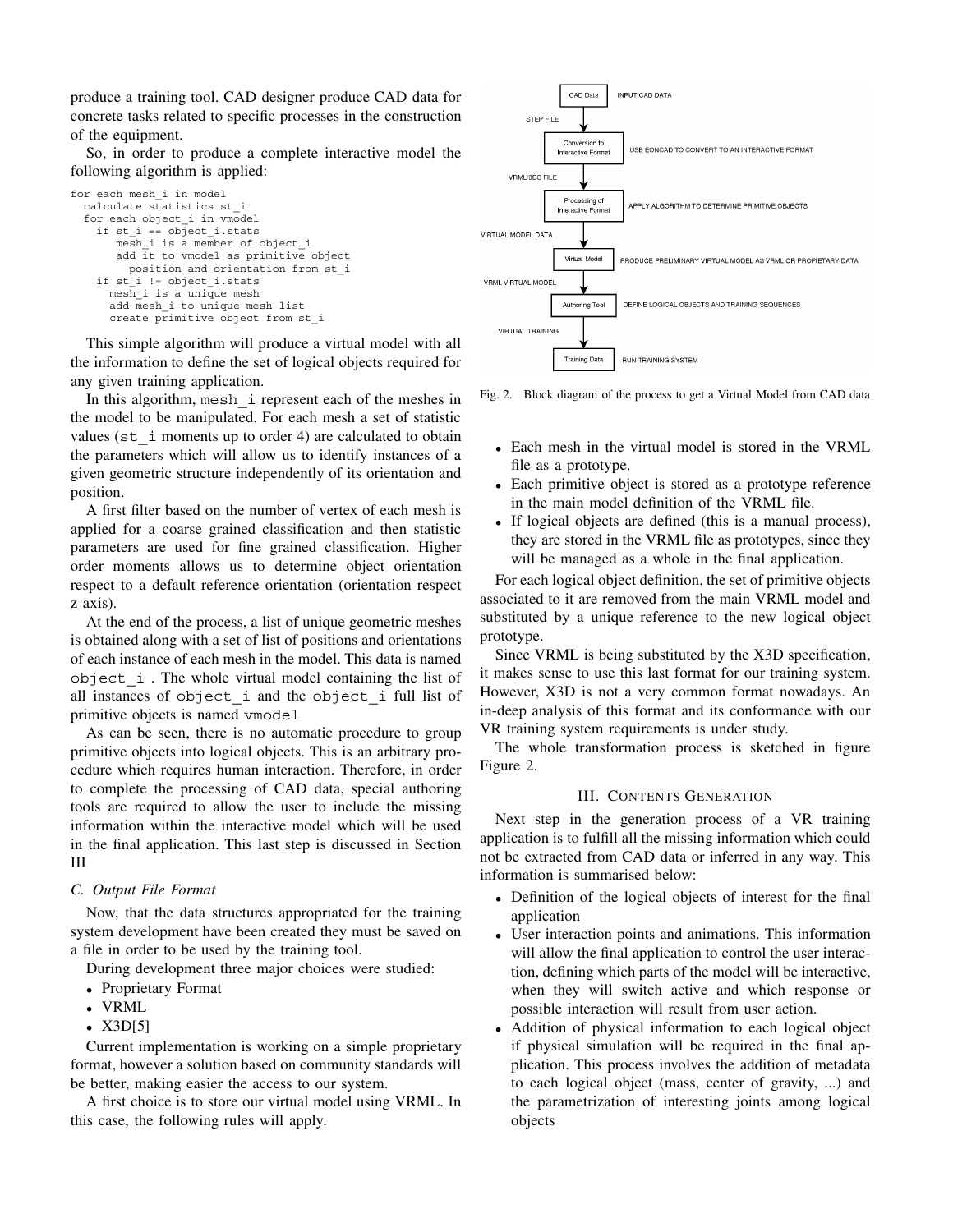produce a training tool. CAD designer produce CAD data for concrete tasks related to specific processes in the construction of the equipment.

So, in order to produce a complete interactive model the following algorithm is applied:

```
for each mesh_i in model
  calculate statistics st_i
  for each object_i in vmodel
    if st_i == object_i.stats
       mesh_i is a member of object_i
       add it to vmodel as primitive object
         position and orientation from st_i
    if st_i != object_i.stats
      mesh_i is a unique mesh
      add mesh_i to unique mesh list
      create primitive object from st_i
```

This simple algorithm will produce a virtual model with all the information to define the set of logical objects required for any given training application.

In this algorithm, `mesh_i` represent each of the meshes in the model to be manipulated. For each mesh a set of statistic values (`st_i` moments up to order 4) are calculated to obtain the parameters which will allow us to identify instances of a given geometric structure independently of its orientation and position.

A first filter based on the number of vertex of each mesh is applied for a coarse grained classification and then statistic parameters are used for fine grained classification. Higher order moments allows us to determine object orientation respect to a default reference orientation (orientation respect z axis).

At the end of the process, a list of unique geometric meshes is obtained along with a set of list of positions and orientations of each instance of each mesh in the model. This data is named `object_i` . The whole virtual model containing the list of all instances of `object_i` and the `object_i` full list of primitive objects is named `vmodel`

As can be seen, there is no automatic procedure to group primitive objects into logical objects. This is an arbitrary procedure which requires human interaction. Therefore, in order to complete the processing of CAD data, special authoring tools are required to allow the user to include the missing information within the interactive model which will be used in the final application. This last step is discussed in Section III

### *C. Output File Format*

Now, that the data structures appropriated for the training system development have been created they must be saved on a file in order to be used by the training tool.

During development three major choices were studied:

- Proprietary Format
- VRML
- X3D[5]

Current implementation is working on a simple proprietary format, however a solution based on community standards will be better, making easier the access to our system.

A first choice is to store our virtual model using VRML. In this case, the following rules will apply.

CAD Data — INPUT CAD DATA
STEP FILE
Conversion to Interactive Format — USE EONCAD TO CONVERT TO AN INTERACTIVE FORMAT
VRML/3DS FILE
Processing of Interactive Format — APPLY ALGORITHM TO DETERMINE PRIMITIVE OBJECTS
VIRTUAL MODEL DATA
Virtual Model — PRODUCE PRELIMINARY VIRTUAL MODEL AS VRML OR PROPIETARY DATA
VRML VIRTUAL MODEL
Authoring Tool — DEFINE LOGICAL OBJECTS AND TRAINING SEQUENCES
VIRTUAL TRAINING
Training Data — RUN TRAINING SYSTEM

Fig. 2. Block diagram of the process to get a Virtual Model from CAD data

- Each mesh in the virtual model is stored in the VRML file as a prototype.
- Each primitive object is stored as a prototype reference in the main model definition of the VRML file.
- If logical objects are defined (this is a manual process), they are stored in the VRML file as prototypes, since they will be managed as a whole in the final application.

For each logical object definition, the set of primitive objects associated to it are removed from the main VRML model and substituted by a unique reference to the new logical object prototype.

Since VRML is being substituted by the X3D specification, it makes sense to use this last format for our training system. However, X3D is not a very common format nowadays. An in-deep analysis of this format and its conformance with our VR training system requirements is under study.

The whole transformation process is sketched in figure Figure 2.

## III. Contents Generation

Next step in the generation process of a VR training application is to fulfill all the missing information which could not be extracted from CAD data or inferred in any way. This information is summarised below:

- Definition of the logical objects of interest for the final application
- User interaction points and animations. This information will allow the final application to control the user interaction, defining which parts of the model will be interactive, when they will switch active and which response or possible interaction will result from user action.
- Addition of physical information to each logical object if physical simulation will be required in the final application. This process involves the addition of metadata to each logical object (mass, center of gravity, ...) and the parametrization of interesting joints among logical objects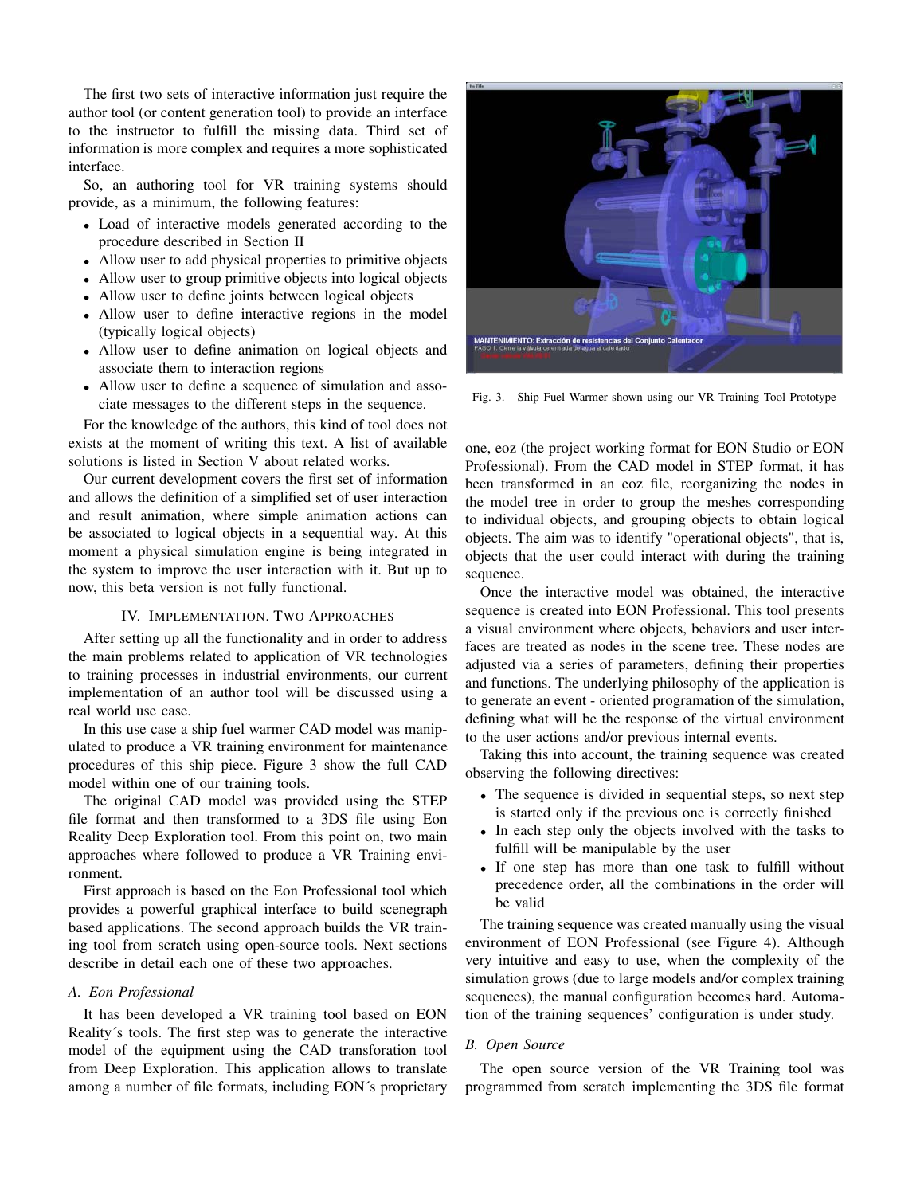The first two sets of interactive information just require the author tool (or content generation tool) to provide an interface to the instructor to fulfill the missing data. Third set of information is more complex and requires a more sophisticated interface.

So, an authoring tool for VR training systems should provide, as a minimum, the following features:

- Load of interactive models generated according to the procedure described in Section II
- Allow user to add physical properties to primitive objects
- Allow user to group primitive objects into logical objects
- Allow user to define joints between logical objects
- Allow user to define interactive regions in the model (typically logical objects)
- Allow user to define animation on logical objects and associate them to interaction regions
- Allow user to define a sequence of simulation and associate messages to the different steps in the sequence.

For the knowledge of the authors, this kind of tool does not exists at the moment of writing this text. A list of available solutions is listed in Section V about related works.

Our current development covers the first set of information and allows the definition of a simplified set of user interaction and result animation, where simple animation actions can be associated to logical objects in a sequential way. At this moment a physical simulation engine is being integrated in the system to improve the user interaction with it. But up to now, this beta version is not fully functional.

## IV. Implementation. Two Approaches

After setting up all the functionality and in order to address the main problems related to application of VR technologies to training processes in industrial environments, our current implementation of an author tool will be discussed using a real world use case.

In this use case a ship fuel warmer CAD model was manipulated to produce a VR training environment for maintenance procedures of this ship piece. Figure 3 show the full CAD model within one of our training tools.

The original CAD model was provided using the STEP file format and then transformed to a 3DS file using Eon Reality Deep Exploration tool. From this point on, two main approaches where followed to produce a VR Training environment.

First approach is based on the Eon Professional tool which provides a powerful graphical interface to build scenegraph based applications. The second approach builds the VR training tool from scratch using open-source tools. Next sections describe in detail each one of these two approaches.

### A. Eon Professional

It has been developed a VR training tool based on EON Reality´s tools. The first step was to generate the interactive model of the equipment using the CAD transforation tool from Deep Exploration. This application allows to translate among a number of file formats, including EON´s proprietary one, eoz (the project working format for EON Studio or EON Professional). From the CAD model in STEP format, it has been transformed in an eoz file, reorganizing the nodes in the model tree in order to group the meshes corresponding to individual objects, and grouping objects to obtain logical objects. The aim was to identify "operational objects", that is, objects that the user could interact with during the training sequence.

Fig. 3. Ship Fuel Warmer shown using our VR Training Tool Prototype

Once the interactive model was obtained, the interactive sequence is created into EON Professional. This tool presents a visual environment where objects, behaviors and user interfaces are treated as nodes in the scene tree. These nodes are adjusted via a series of parameters, defining their properties and functions. The underlying philosophy of the application is to generate an event - oriented programation of the simulation, defining what will be the response of the virtual environment to the user actions and/or previous internal events.

Taking this into account, the training sequence was created observing the following directives:

- The sequence is divided in sequential steps, so next step is started only if the previous one is correctly finished
- In each step only the objects involved with the tasks to fulfill will be manipulable by the user
- If one step has more than one task to fulfill without precedence order, all the combinations in the order will be valid

The training sequence was created manually using the visual environment of EON Professional (see Figure 4). Although very intuitive and easy to use, when the complexity of the simulation grows (due to large models and/or complex training sequences), the manual configuration becomes hard. Automation of the training sequences' configuration is under study.

### B. Open Source

The open source version of the VR Training tool was programmed from scratch implementing the 3DS file format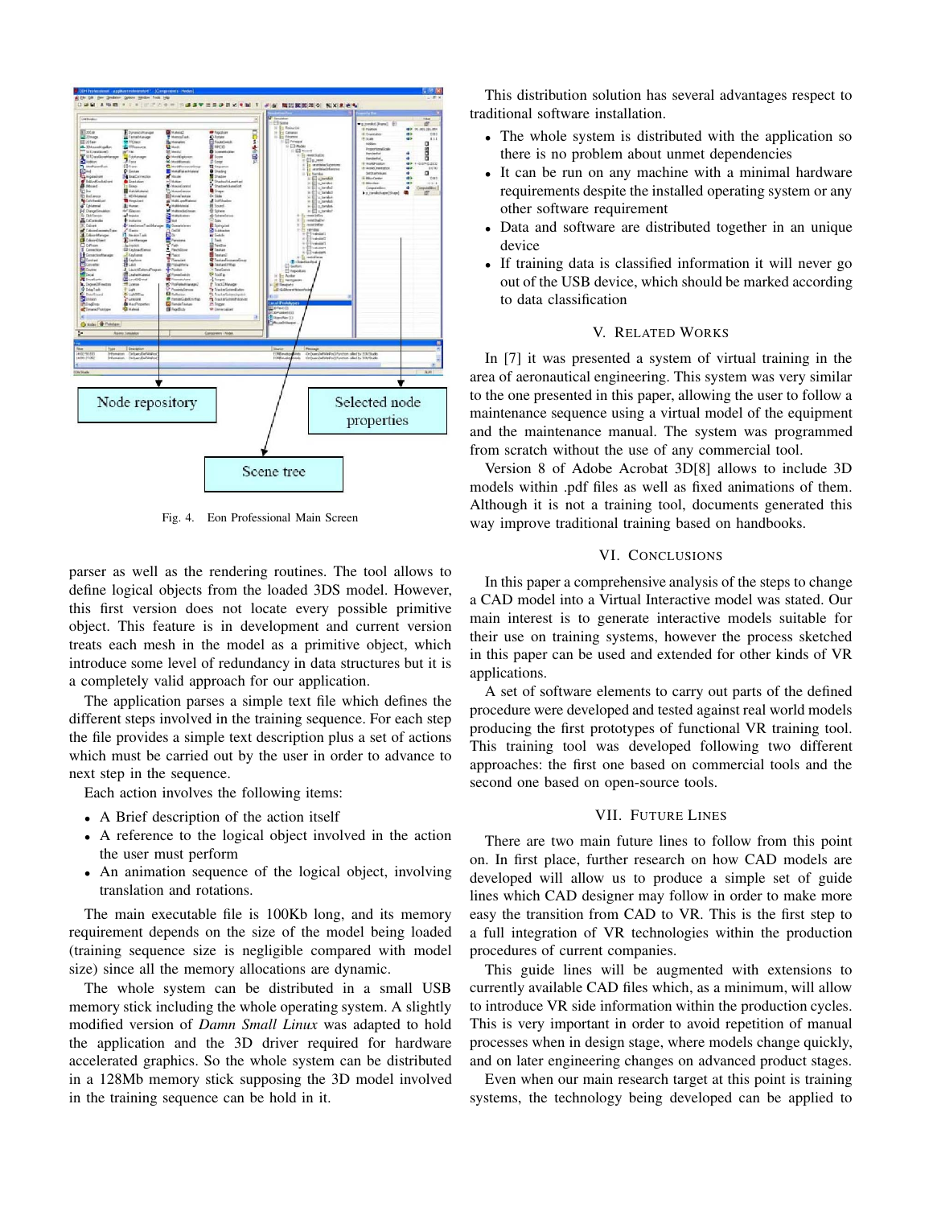Fig. 4. Eon Professional Main Screen

parser as well as the rendering routines. The tool allows to define logical objects from the loaded 3DS model. However, this first version does not locate every possible primitive object. This feature is in development and current version treats each mesh in the model as a primitive object, which introduce some level of redundancy in data structures but it is a completely valid approach for our application.

The application parses a simple text file which defines the different steps involved in the training sequence. For each step the file provides a simple text description plus a set of actions which must be carried out by the user in order to advance to next step in the sequence.

Each action involves the following items:

- A Brief description of the action itself
- A reference to the logical object involved in the action the user must perform
- An animation sequence of the logical object, involving translation and rotations.

The main executable file is 100Kb long, and its memory requirement depends on the size of the model being loaded (training sequence size is negligible compared with model size) since all the memory allocations are dynamic.

The whole system can be distributed in a small USB memory stick including the whole operating system. A slightly modified version of *Damn Small Linux* was adapted to hold the application and the 3D driver required for hardware accelerated graphics. So the whole system can be distributed in a 128Mb memory stick supposing the 3D model involved in the training sequence can be hold in it.

This distribution solution has several advantages respect to traditional software installation.

- The whole system is distributed with the application so there is no problem about unmet dependencies
- It can be run on any machine with a minimal hardware requirements despite the installed operating system or any other software requirement
- Data and software are distributed together in an unique device
- If training data is classified information it will never go out of the USB device, which should be marked according to data classification

## V. Related Works

In [7] it was presented a system of virtual training in the area of aeronautical engineering. This system was very similar to the one presented in this paper, allowing the user to follow a maintenance sequence using a virtual model of the equipment and the maintenance manual. The system was programmed from scratch without the use of any commercial tool.

Version 8 of Adobe Acrobat 3D[8] allows to include 3D models within .pdf files as well as fixed animations of them. Although it is not a training tool, documents generated this way improve traditional training based on handbooks.

## VI. Conclusions

In this paper a comprehensive analysis of the steps to change a CAD model into a Virtual Interactive model was stated. Our main interest is to generate interactive models suitable for their use on training systems, however the process sketched in this paper can be used and extended for other kinds of VR applications.

A set of software elements to carry out parts of the defined procedure were developed and tested against real world models producing the first prototypes of functional VR training tool. This training tool was developed following two different approaches: the first one based on commercial tools and the second one based on open-source tools.

## VII. Future Lines

There are two main future lines to follow from this point on. In first place, further research on how CAD models are developed will allow us to produce a simple set of guide lines which CAD designer may follow in order to make more easy the transition from CAD to VR. This is the first step to a full integration of VR technologies within the production procedures of current companies.

This guide lines will be augmented with extensions to currently available CAD files which, as a minimum, will allow to introduce VR side information within the production cycles. This is very important in order to avoid repetition of manual processes when in design stage, where models change quickly, and on later engineering changes on advanced product stages.

Even when our main research target at this point is training systems, the technology being developed can be applied to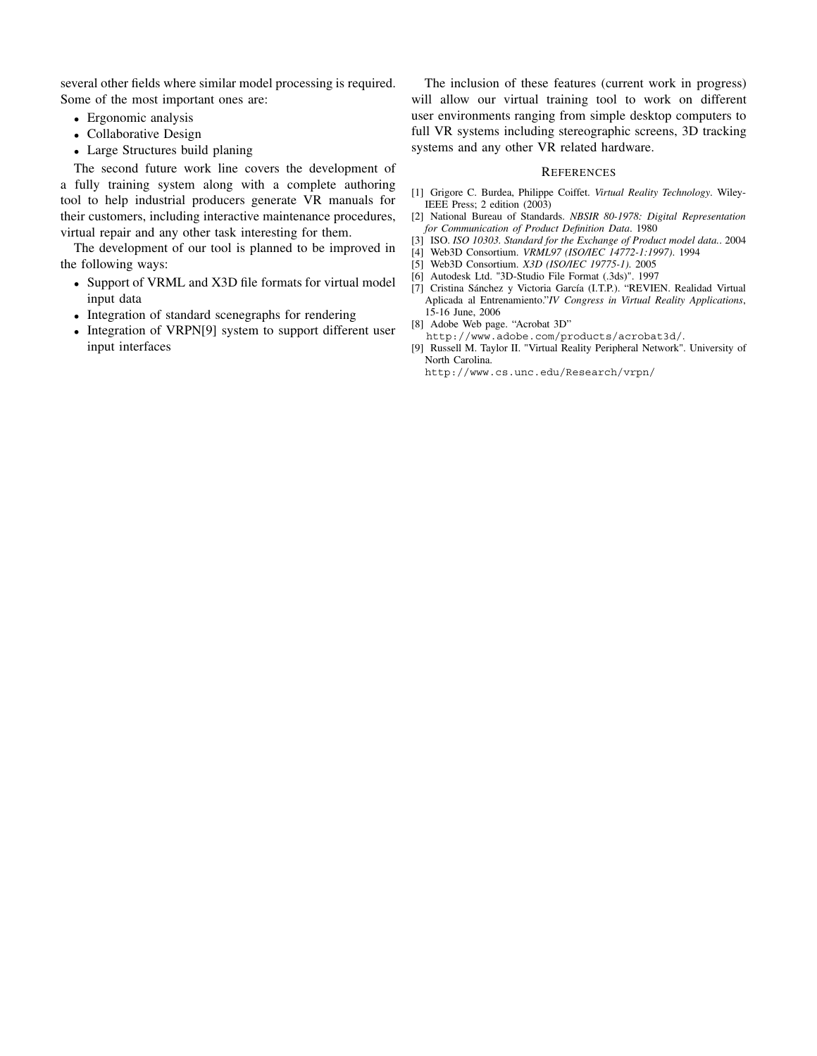several other fields where similar model processing is required. Some of the most important ones are:

- Ergonomic analysis
- Collaborative Design
- Large Structures build planing

The second future work line covers the development of a fully training system along with a complete authoring tool to help industrial producers generate VR manuals for their customers, including interactive maintenance procedures, virtual repair and any other task interesting for them.

The development of our tool is planned to be improved in the following ways:

- Support of VRML and X3D file formats for virtual model input data
- Integration of standard scenegraphs for rendering
- Integration of VRPN[9] system to support different user input interfaces

The inclusion of these features (current work in progress) will allow our virtual training tool to work on different user environments ranging from simple desktop computers to full VR systems including stereographic screens, 3D tracking systems and any other VR related hardware.

## References

[1] Grigore C. Burdea, Philippe Coiffet. *Virtual Reality Technology*. Wiley-IEEE Press; 2 edition (2003)

[2] National Bureau of Standards. *NBSIR 80-1978: Digital Representation for Communication of Product Definition Data*. 1980

[3] ISO. *ISO 10303. Standard for the Exchange of Product model data.*. 2004

[4] Web3D Consortium. *VRML97 (ISO/IEC 14772-1:1997)*. 1994

[5] Web3D Consortium. *X3D (ISO/IEC 19775-1)*. 2005

[6] Autodesk Ltd. "3D-Studio File Format (.3ds)". 1997

[7] Cristina Sánchez y Victoria García (I.T.P.). "REVIEN. Realidad Virtual Aplicada al Entrenamiento."*IV Congress in Virtual Reality Applications*, 15-16 June, 2006

[8] Adobe Web page. "Acrobat 3D" http://www.adobe.com/products/acrobat3d/.

[9] Russell M. Taylor II. "Virtual Reality Peripheral Network". University of North Carolina. http://www.cs.unc.edu/Research/vrpn/